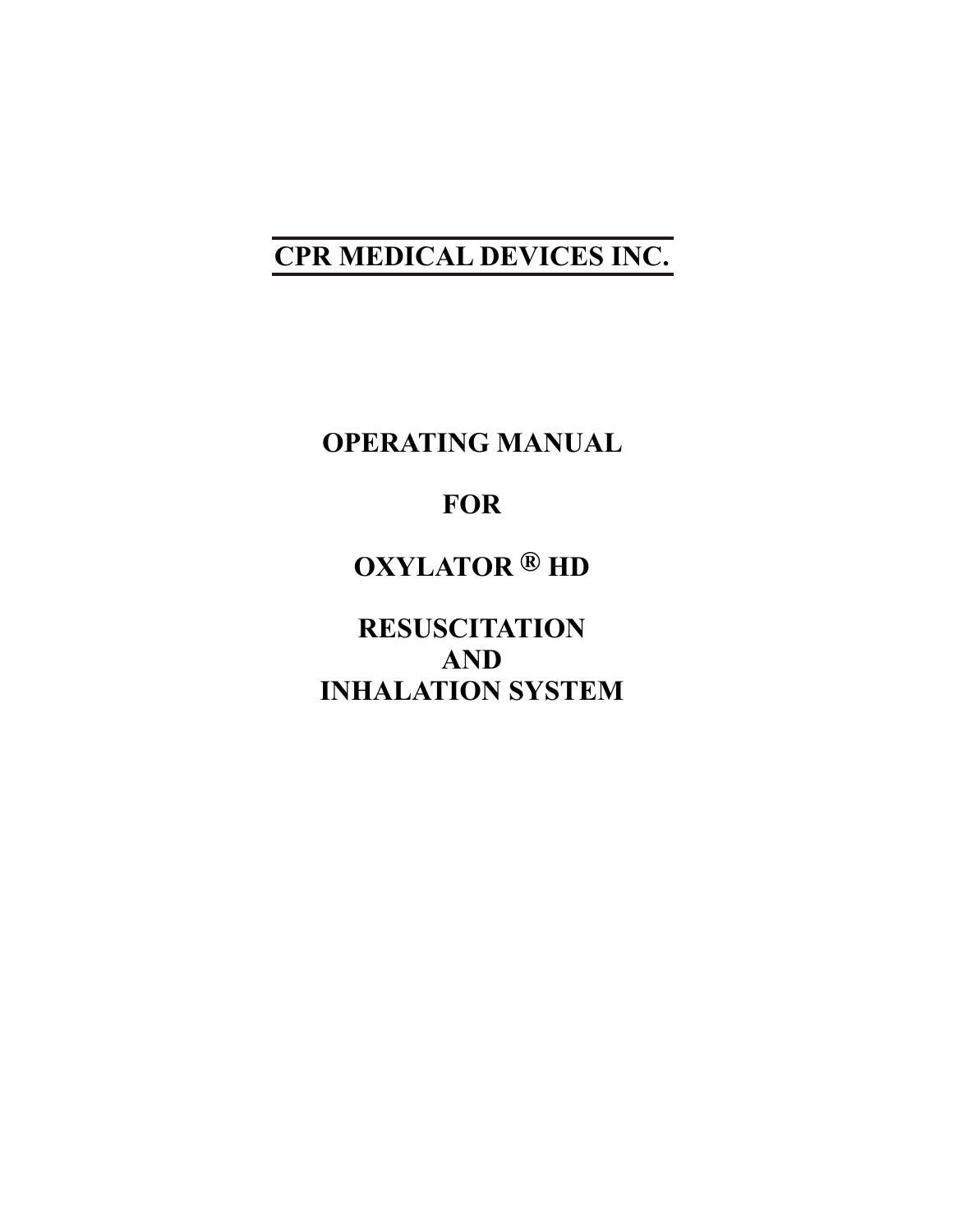# CPR MEDICAL DEVICES INC.

# OPERATING MANUAL

# FOR

# OXYLATOR ® HD

# RESUSCITATION AND INHALATION SYSTEM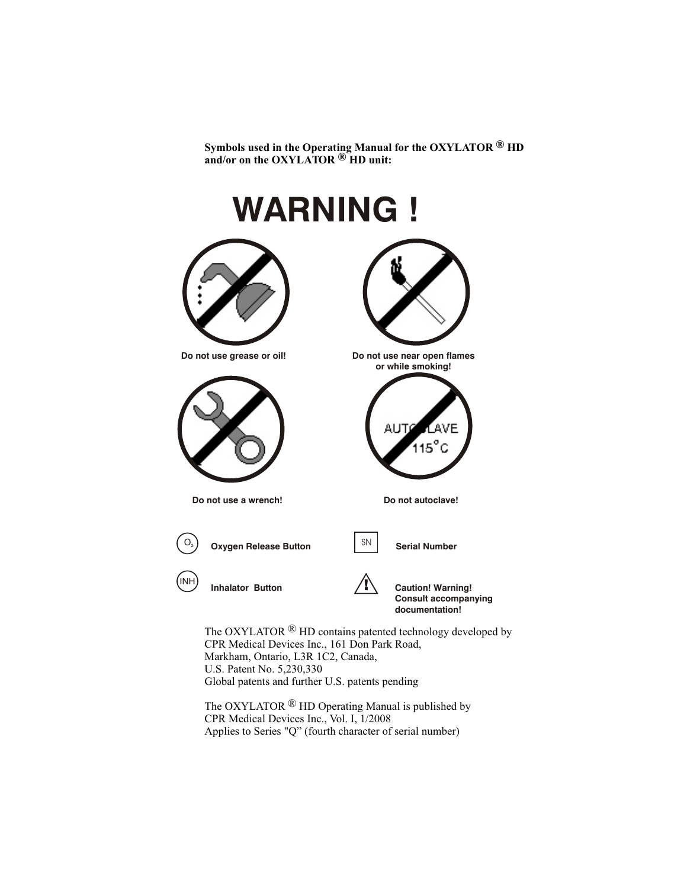**Symbols used in the Operating Manual for the OXYLATOR ® HD and/or on the OXYLATOR ® HD unit:**

# WARNING !

**Do not use grease or oil!**

**Do not use near open flames or while smoking!**

**Do not use a wrench!**

**Do not autoclave!**

| Symbol | Meaning | Symbol | Meaning |
|---|---|---|---|
| $O_2$ | **Oxygen Release Button** | SN | **Serial Number** |
| INH | **Inhalator Button** | ! | **Caution! Warning! Consult accompanying documentation!** |

The OXYLATOR ® HD contains patented technology developed by
CPR Medical Devices Inc., 161 Don Park Road,
Markham, Ontario, L3R 1C2, Canada,
U.S. Patent No. 5,230,330
Global patents and further U.S. patents pending

The OXYLATOR ® HD Operating Manual is published by
CPR Medical Devices Inc., Vol. I, 1/2008
Applies to Series "Q" (fourth character of serial number)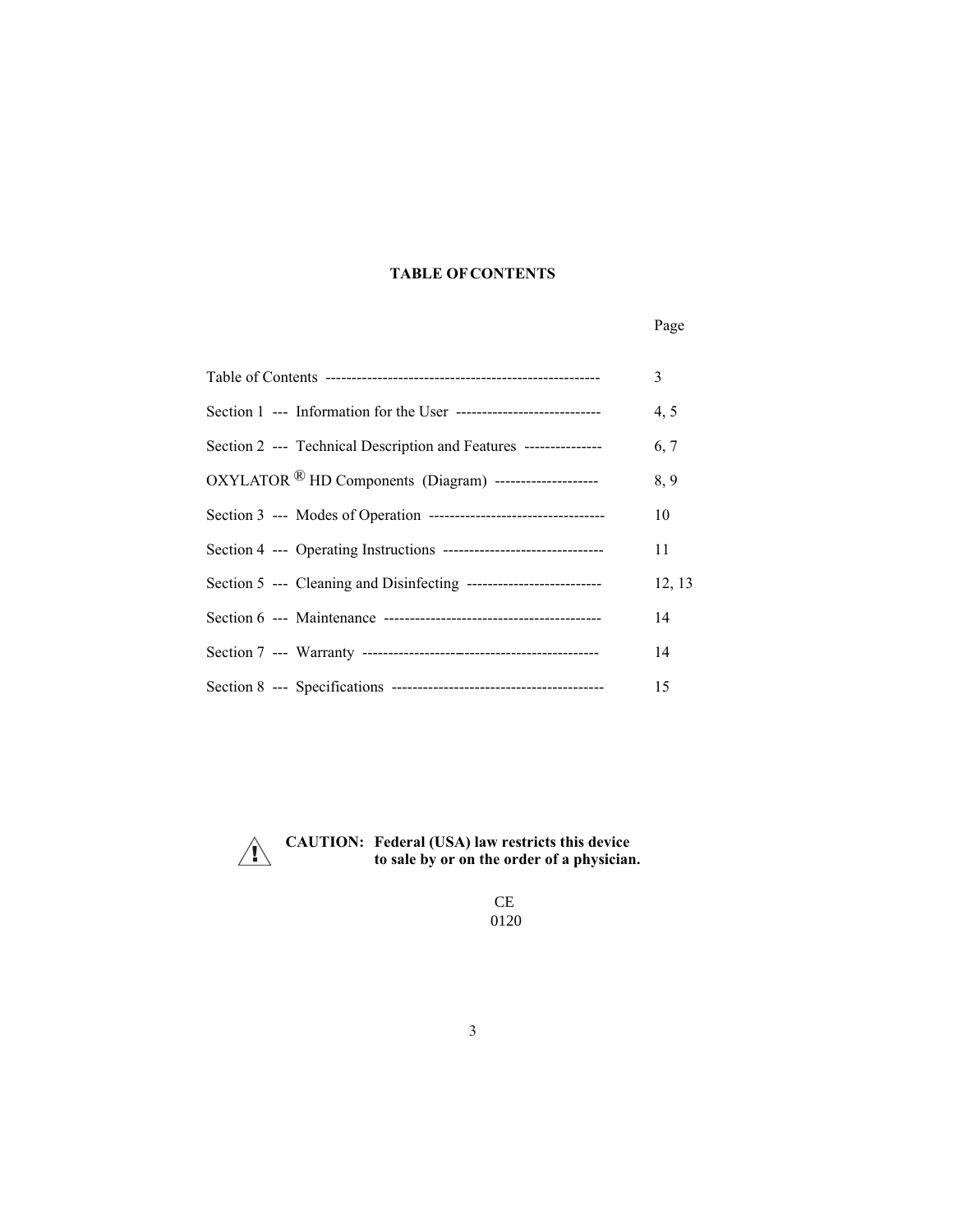## TABLE OF CONTENTS

| | Page |
|---|---|
| Table of Contents | 3 |
| Section 1 --- Information for the User | 4, 5 |
| Section 2 --- Technical Description and Features | 6, 7 |
| OXYLATOR ® HD Components (Diagram) | 8, 9 |
| Section 3 --- Modes of Operation | 10 |
| Section 4 --- Operating Instructions | 11 |
| Section 5 --- Cleaning and Disinfecting | 12, 13 |
| Section 6 --- Maintenance | 14 |
| Section 7 --- Warranty | 14 |
| Section 8 --- Specifications | 15 |

⚠ **CAUTION: Federal (USA) law restricts this device to sale by or on the order of a physician.**

CE
0120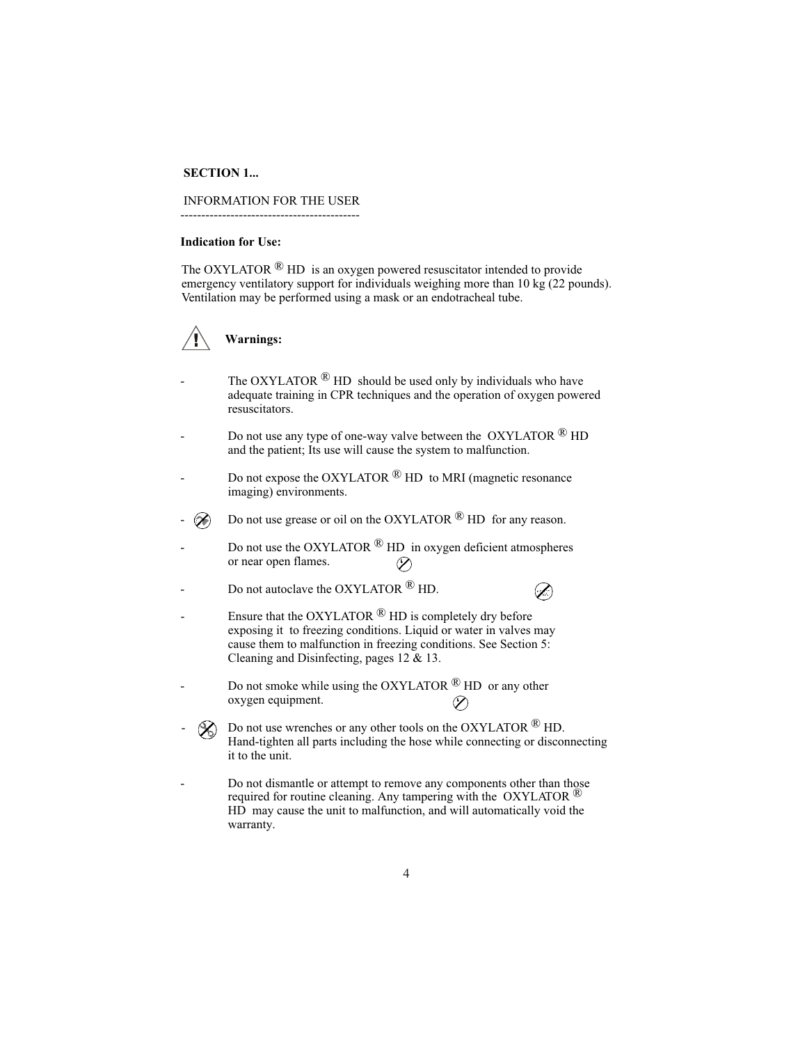## SECTION 1...

INFORMATION FOR THE USER

---

**Indication for Use:**

The OXYLATOR ® HD is an oxygen powered resuscitator intended to provide emergency ventilatory support for individuals weighing more than 10 kg (22 pounds). Ventilation may be performed using a mask or an endotracheal tube.

**Warnings:**

- The OXYLATOR ® HD should be used only by individuals who have adequate training in CPR techniques and the operation of oxygen powered resuscitators.
- Do not use any type of one-way valve between the OXYLATOR ® HD and the patient; Its use will cause the system to malfunction.
- Do not expose the OXYLATOR ® HD to MRI (magnetic resonance imaging) environments.
- Do not use grease or oil on the OXYLATOR ® HD for any reason.
- Do not use the OXYLATOR ® HD in oxygen deficient atmospheres or near open flames.
- Do not autoclave the OXYLATOR ® HD.
- Ensure that the OXYLATOR ® HD is completely dry before exposing it to freezing conditions. Liquid or water in valves may cause them to malfunction in freezing conditions. See Section 5: Cleaning and Disinfecting, pages 12 & 13.
- Do not smoke while using the OXYLATOR ® HD or any other oxygen equipment.
- Do not use wrenches or any other tools on the OXYLATOR ® HD. Hand-tighten all parts including the hose while connecting or disconnecting it to the unit.
- Do not dismantle or attempt to remove any components other than those required for routine cleaning. Any tampering with the OXYLATOR ® HD may cause the unit to malfunction, and will automatically void the warranty.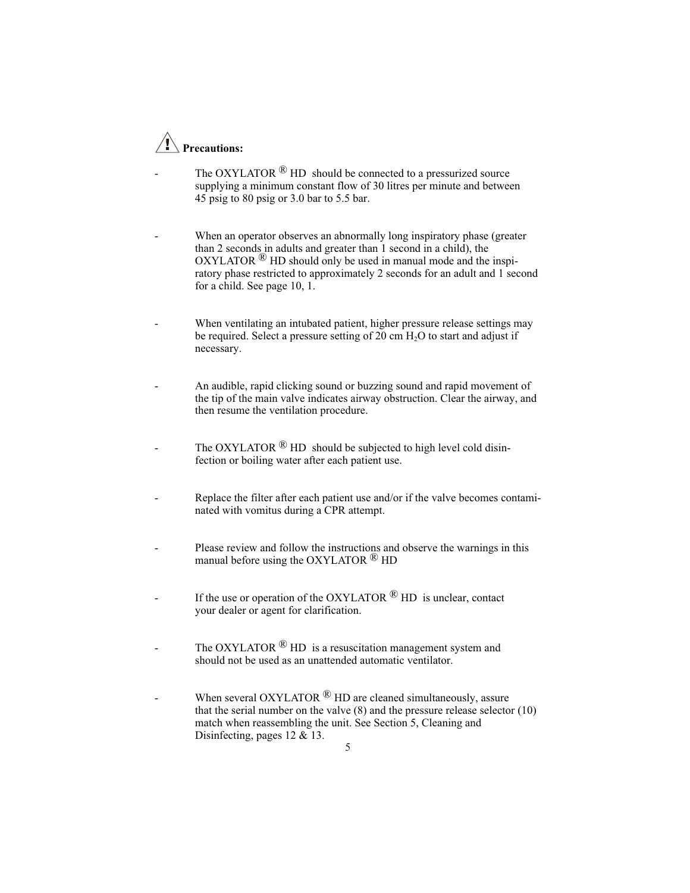## ⚠ Precautions:

- The OXYLATOR ® HD should be connected to a pressurized source supplying a minimum constant flow of 30 litres per minute and between 45 psig to 80 psig or 3.0 bar to 5.5 bar.

- When an operator observes an abnormally long inspiratory phase (greater than 2 seconds in adults and greater than 1 second in a child), the OXYLATOR ® HD should only be used in manual mode and the inspiratory phase restricted to approximately 2 seconds for an adult and 1 second for a child. See page 10, 1.

- When ventilating an intubated patient, higher pressure release settings may be required. Select a pressure setting of 20 cm $H_2O$ to start and adjust if necessary.

- An audible, rapid clicking sound or buzzing sound and rapid movement of the tip of the main valve indicates airway obstruction. Clear the airway, and then resume the ventilation procedure.

- The OXYLATOR ® HD should be subjected to high level cold disinfection or boiling water after each patient use.

- Replace the filter after each patient use and/or if the valve becomes contaminated with vomitus during a CPR attempt.

- Please review and follow the instructions and observe the warnings in this manual before using the OXYLATOR ® HD

- If the use or operation of the OXYLATOR ® HD is unclear, contact your dealer or agent for clarification.

- The OXYLATOR ® HD is a resuscitation management system and should not be used as an unattended automatic ventilator.

- When several OXYLATOR ® HD are cleaned simultaneously, assure that the serial number on the valve (8) and the pressure release selector (10) match when reassembling the unit. See Section 5, Cleaning and Disinfecting, pages 12 & 13.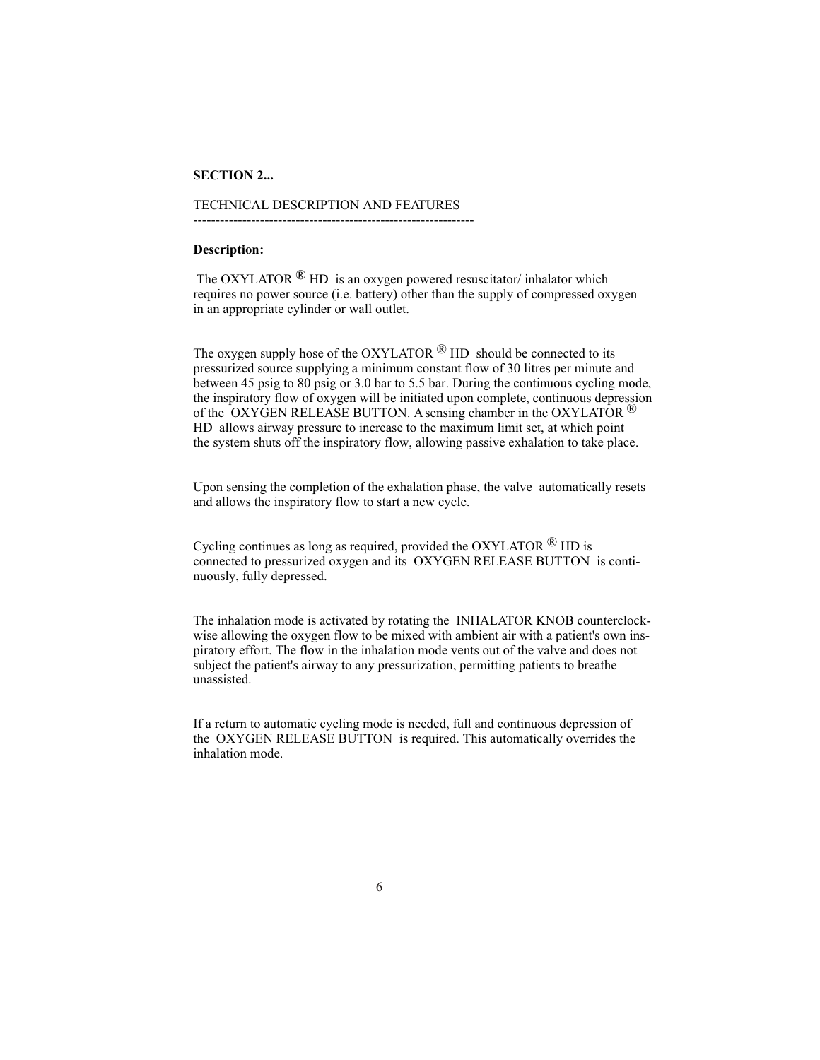**SECTION 2...**

TECHNICAL DESCRIPTION AND FEATURES

---

**Description:**

The OXYLATOR ® HD is an oxygen powered resuscitator/ inhalator which requires no power source (i.e. battery) other than the supply of compressed oxygen in an appropriate cylinder or wall outlet.

The oxygen supply hose of the OXYLATOR ® HD should be connected to its pressurized source supplying a minimum constant flow of 30 litres per minute and between 45 psig to 80 psig or 3.0 bar to 5.5 bar. During the continuous cycling mode, the inspiratory flow of oxygen will be initiated upon complete, continuous depression of the OXYGEN RELEASE BUTTON. A sensing chamber in the OXYLATOR ® HD allows airway pressure to increase to the maximum limit set, at which point the system shuts off the inspiratory flow, allowing passive exhalation to take place.

Upon sensing the completion of the exhalation phase, the valve automatically resets and allows the inspiratory flow to start a new cycle.

Cycling continues as long as required, provided the OXYLATOR ® HD is connected to pressurized oxygen and its OXYGEN RELEASE BUTTON is continuously, fully depressed.

The inhalation mode is activated by rotating the INHALATOR KNOB counterclockwise allowing the oxygen flow to be mixed with ambient air with a patient's own inspiratory effort. The flow in the inhalation mode vents out of the valve and does not subject the patient's airway to any pressurization, permitting patients to breathe unassisted.

If a return to automatic cycling mode is needed, full and continuous depression of the OXYGEN RELEASE BUTTON is required. This automatically overrides the inhalation mode.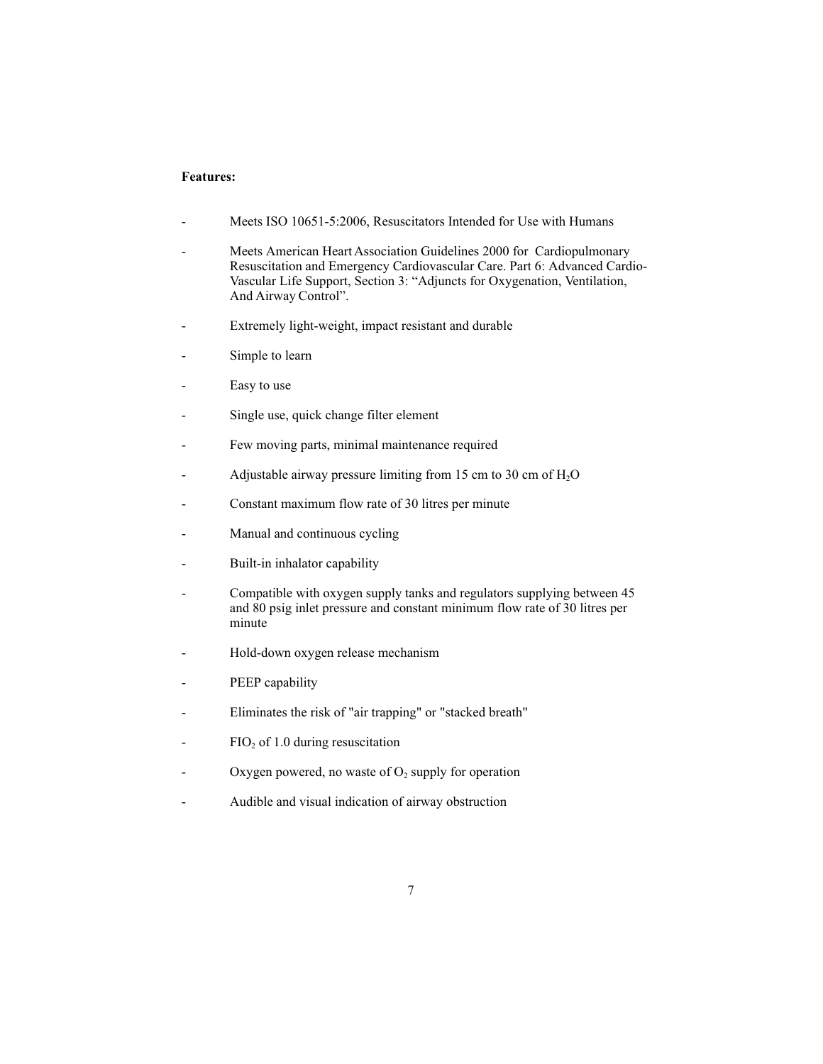**Features:**

- Meets ISO 10651-5:2006, Resuscitators Intended for Use with Humans
- Meets American Heart Association Guidelines 2000 for Cardiopulmonary Resuscitation and Emergency Cardiovascular Care. Part 6: Advanced Cardio-Vascular Life Support, Section 3: "Adjuncts for Oxygenation, Ventilation, And Airway Control".
- Extremely light-weight, impact resistant and durable
- Simple to learn
- Easy to use
- Single use, quick change filter element
- Few moving parts, minimal maintenance required
- Adjustable airway pressure limiting from 15 cm to 30 cm of $H_2O$
- Constant maximum flow rate of 30 litres per minute
- Manual and continuous cycling
- Built-in inhalator capability
- Compatible with oxygen supply tanks and regulators supplying between 45 and 80 psig inlet pressure and constant minimum flow rate of 30 litres per minute
- Hold-down oxygen release mechanism
- PEEP capability
- Eliminates the risk of "air trapping" or "stacked breath"
- $FIO_2$ of 1.0 during resuscitation
- Oxygen powered, no waste of $O_2$ supply for operation
- Audible and visual indication of airway obstruction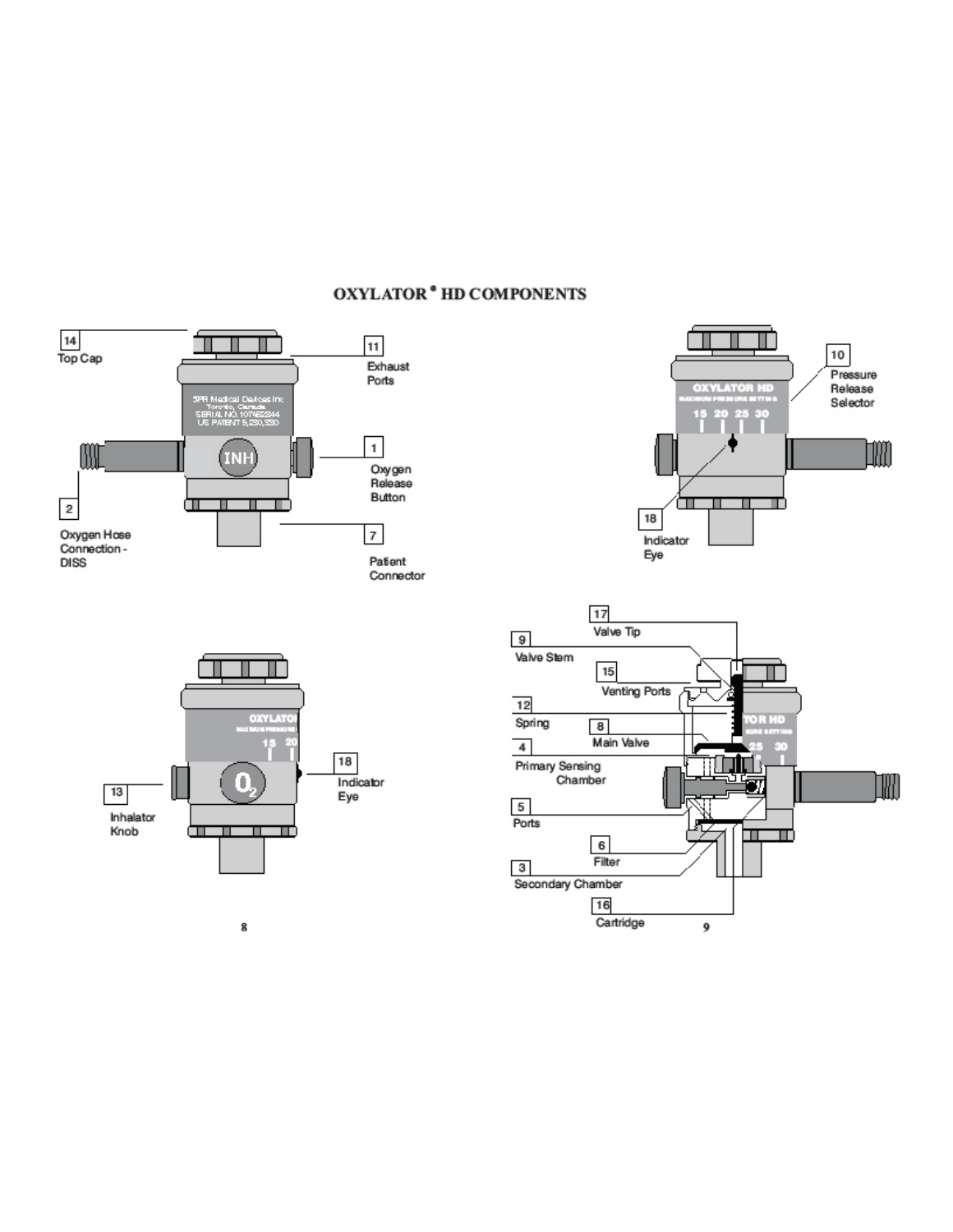# OXYLATOR® HD COMPONENTS

14 Top Cap

11 Exhaust Ports

1 Oxygen Release Button

2 Oxygen Hose Connection - DISS

7 Patient Connector

10 Pressure Release Selector

18 Indicator Eye

13 Inhalator Knob

18 Indicator Eye

17 Valve Tip

9 Valve Stem

15 Venting Ports

12 Spring

8 Main Valve

4 Primary Sensing Chamber

5 Ports

6 Filter

3 Secondary Chamber

16 Cartridge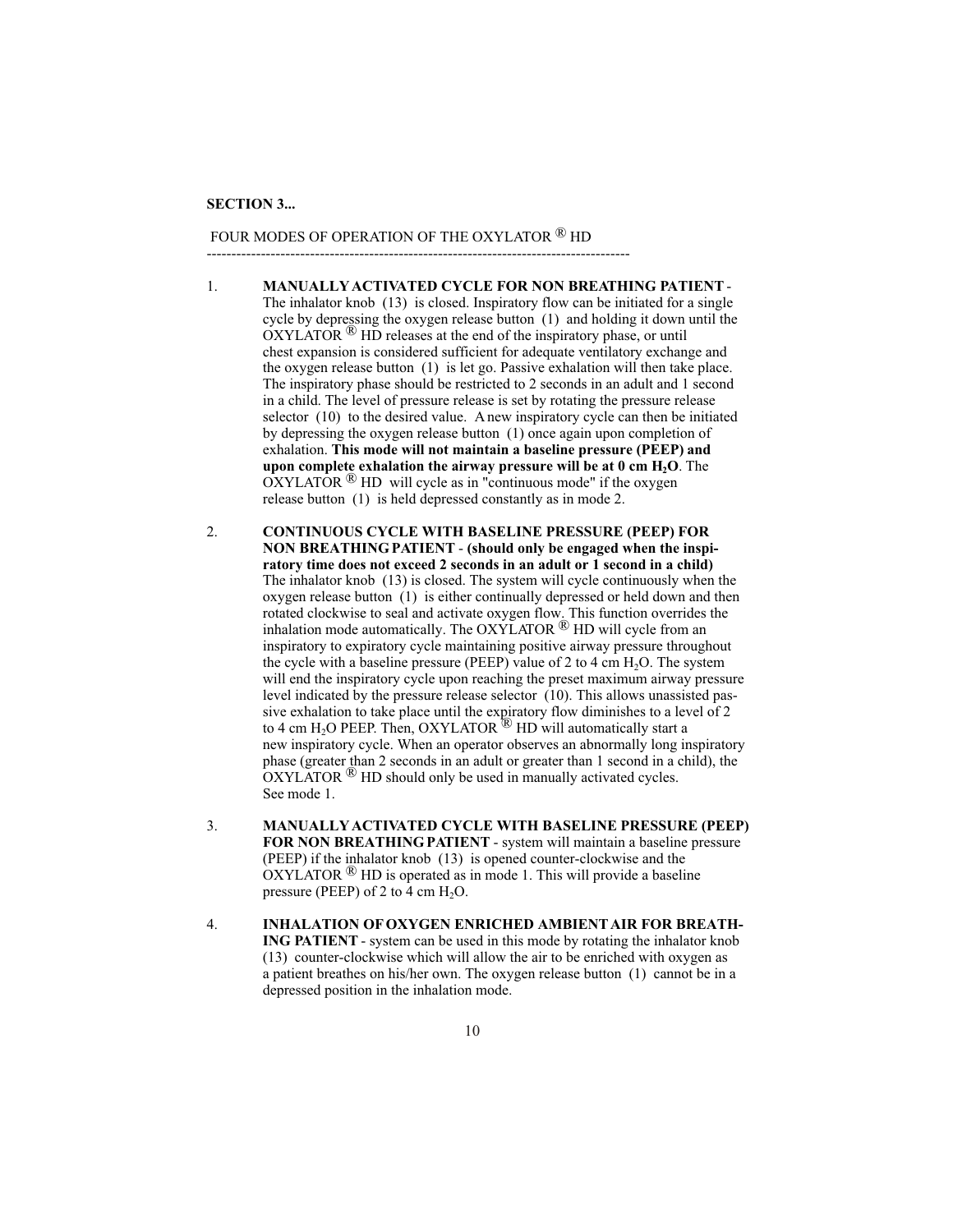**SECTION 3...**

FOUR MODES OF OPERATION OF THE OXYLATOR ® HD

---

1. **MANUALLY ACTIVATED CYCLE FOR NON BREATHING PATIENT** - The inhalator knob (13) is closed. Inspiratory flow can be initiated for a single cycle by depressing the oxygen release button (1) and holding it down until the OXYLATOR ® HD releases at the end of the inspiratory phase, or until chest expansion is considered sufficient for adequate ventilatory exchange and the oxygen release button (1) is let go. Passive exhalation will then take place. The inspiratory phase should be restricted to 2 seconds in an adult and 1 second in a child. The level of pressure release is set by rotating the pressure release selector (10) to the desired value. A new inspiratory cycle can then be initiated by depressing the oxygen release button (1) once again upon completion of exhalation. **This mode will not maintain a baseline pressure (PEEP) and upon complete exhalation the airway pressure will be at 0 cm $H_2O$**. The OXYLATOR ® HD will cycle as in "continuous mode" if the oxygen release button (1) is held depressed constantly as in mode 2.

2. **CONTINUOUS CYCLE WITH BASELINE PRESSURE (PEEP) FOR NON BREATHING PATIENT - (should only be engaged when the inspiratory time does not exceed 2 seconds in an adult or 1 second in a child)** The inhalator knob (13) is closed. The system will cycle continuously when the oxygen release button (1) is either continually depressed or held down and then rotated clockwise to seal and activate oxygen flow. This function overrides the inhalation mode automatically. The OXYLATOR ® HD will cycle from an inspiratory to expiratory cycle maintaining positive airway pressure throughout the cycle with a baseline pressure (PEEP) value of 2 to 4 cm $H_2O$. The system will end the inspiratory cycle upon reaching the preset maximum airway pressure level indicated by the pressure release selector (10). This allows unassisted passive exhalation to take place until the expiratory flow diminishes to a level of 2 to 4 cm $H_2O$ PEEP. Then, OXYLATOR ® HD will automatically start a new inspiratory cycle. When an operator observes an abnormally long inspiratory phase (greater than 2 seconds in an adult or greater than 1 second in a child), the OXYLATOR ® HD should only be used in manually activated cycles. See mode 1.

3. **MANUALLY ACTIVATED CYCLE WITH BASELINE PRESSURE (PEEP) FOR NON BREATHING PATIENT** - system will maintain a baseline pressure (PEEP) if the inhalator knob (13) is opened counter-clockwise and the OXYLATOR ® HD is operated as in mode 1. This will provide a baseline pressure (PEEP) of 2 to 4 cm $H_2O$.

4. **INHALATION OF OXYGEN ENRICHED AMBIENT AIR FOR BREATHING PATIENT** - system can be used in this mode by rotating the inhalator knob (13) counter-clockwise which will allow the air to be enriched with oxygen as a patient breathes on his/her own. The oxygen release button (1) cannot be in a depressed position in the inhalation mode.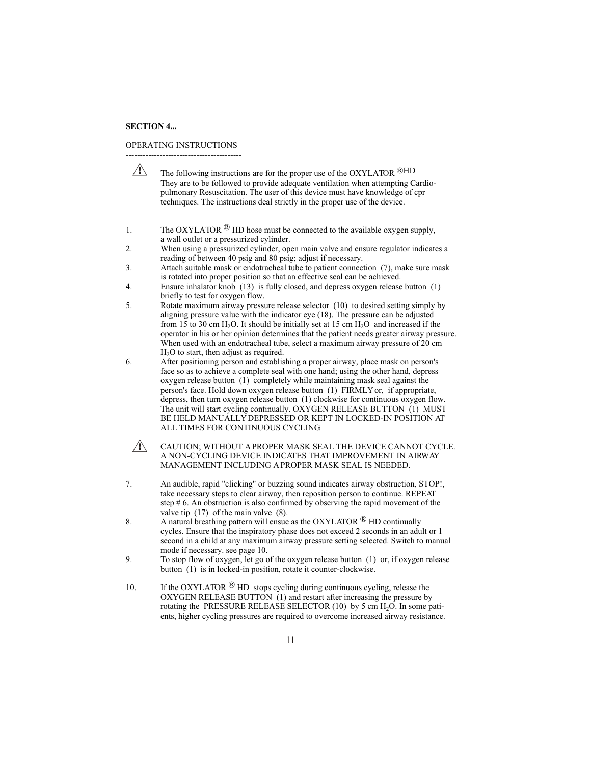**SECTION 4...**

OPERATING INSTRUCTIONS

----------------------------------------

⚠ The following instructions are for the proper use of the OXYLATOR ®HD They are to be followed to provide adequate ventilation when attempting Cardio-pulmonary Resuscitation. The user of this device must have knowledge of cpr techniques. The instructions deal strictly in the proper use of the device.

1. The OXYLATOR ® HD hose must be connected to the available oxygen supply, a wall outlet or a pressurized cylinder.
2. When using a pressurized cylinder, open main valve and ensure regulator indicates a reading of between 40 psig and 80 psig; adjust if necessary.
3. Attach suitable mask or endotracheal tube to patient connection (7), make sure mask is rotated into proper position so that an effective seal can be achieved.
4. Ensure inhalator knob (13) is fully closed, and depress oxygen release button (1) briefly to test for oxygen flow.
5. Rotate maximum airway pressure release selector (10) to desired setting simply by aligning pressure value with the indicator eye (18). The pressure can be adjusted from 15 to 30 cm $H_2O$. It should be initially set at 15 cm $H_2O$ and increased if the operator in his or her opinion determines that the patient needs greater airway pressure. When used with an endotracheal tube, select a maximum airway pressure of 20 cm $H_2O$ to start, then adjust as required.
6. After positioning person and establishing a proper airway, place mask on person's face so as to achieve a complete seal with one hand; using the other hand, depress oxygen release button (1) completely while maintaining mask seal against the person's face. Hold down oxygen release button (1) FIRMLY or, if appropriate, depress, then turn oxygen release button (1) clockwise for continuous oxygen flow. The unit will start cycling continually. OXYGEN RELEASE BUTTON (1) MUST BE HELD MANUALLY DEPRESSED OR KEPT IN LOCKED-IN POSITION AT ALL TIMES FOR CONTINUOUS CYCLING.

⚠ CAUTION; WITHOUT A PROPER MASK SEAL THE DEVICE CANNOT CYCLE. A NON-CYCLING DEVICE INDICATES THAT IMPROVEMENT IN AIRWAY MANAGEMENT INCLUDING A PROPER MASK SEAL IS NEEDED.

7. An audible, rapid "clicking" or buzzing sound indicates airway obstruction, STOP!, take necessary steps to clear airway, then reposition person to continue. REPEAT step # 6. An obstruction is also confirmed by observing the rapid movement of the valve tip (17) of the main valve (8).
8. A natural breathing pattern will ensue as the OXYLATOR ® HD continually cycles. Ensure that the inspiratory phase does not exceed 2 seconds in an adult or 1 second in a child at any maximum airway pressure setting selected. Switch to manual mode if necessary. see page 10.
9. To stop flow of oxygen, let go of the oxygen release button (1) or, if oxygen release button (1) is in locked-in position, rotate it counter-clockwise.
10. If the OXYLATOR ® HD stops cycling during continuous cycling, release the OXYGEN RELEASE BUTTON (1) and restart after increasing the pressure by rotating the PRESSURE RELEASE SELECTOR (10) by 5 cm $H_2O$. In some patients, higher cycling pressures are required to overcome increased airway resistance.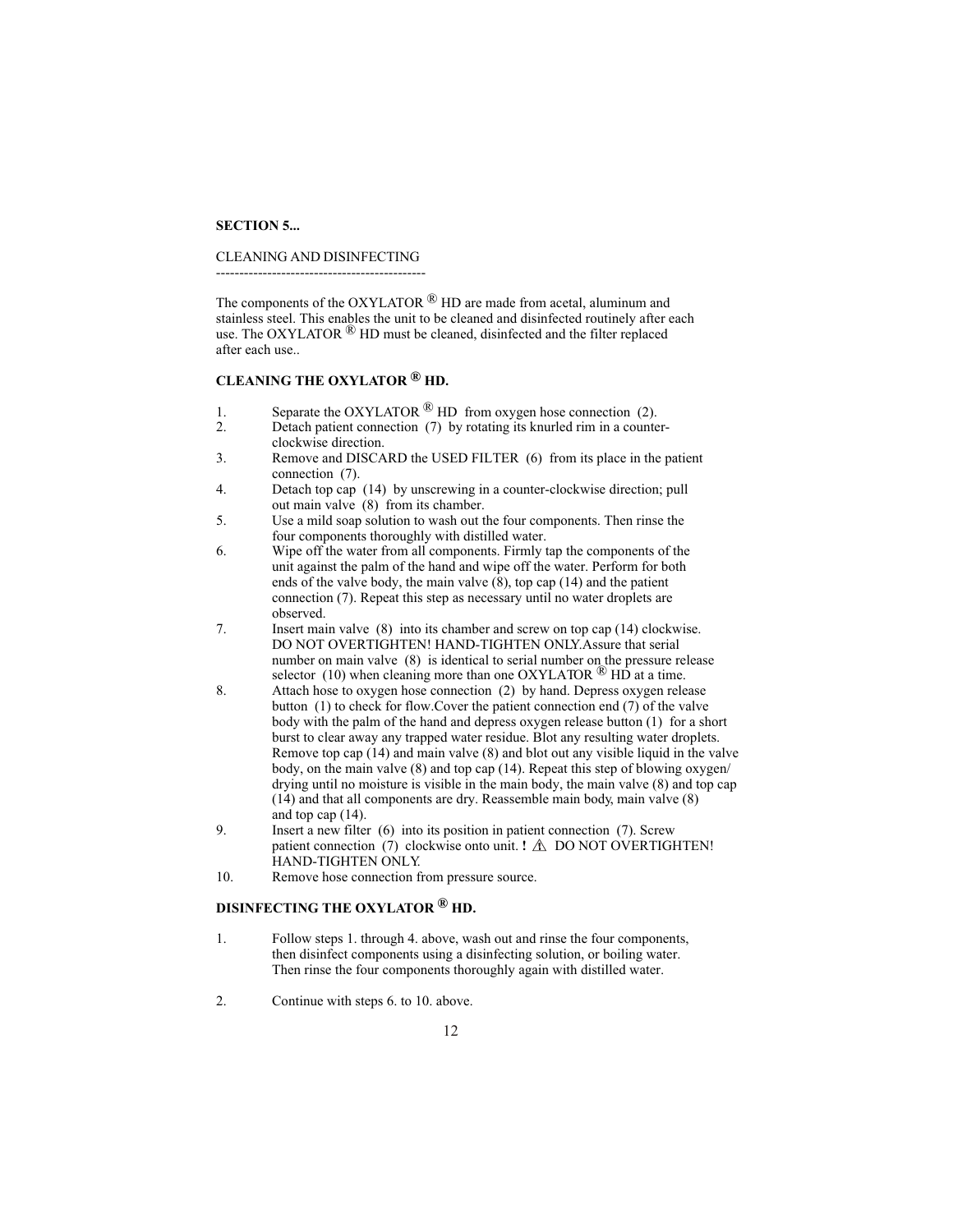**SECTION 5...**

CLEANING AND DISINFECTING

---

The components of the OXYLATOR ® HD are made from acetal, aluminum and stainless steel. This enables the unit to be cleaned and disinfected routinely after each use. The OXYLATOR ® HD must be cleaned, disinfected and the filter replaced after each use..

## CLEANING THE OXYLATOR ® HD.

1. Separate the OXYLATOR ® HD from oxygen hose connection (2).
2. Detach patient connection (7) by rotating its knurled rim in a counter-clockwise direction.
3. Remove and DISCARD the USED FILTER (6) from its place in the patient connection (7).
4. Detach top cap (14) by unscrewing in a counter-clockwise direction; pull out main valve (8) from its chamber.
5. Use a mild soap solution to wash out the four components. Then rinse the four components thoroughly with distilled water.
6. Wipe off the water from all components. Firmly tap the components of the unit against the palm of the hand and wipe off the water. Perform for both ends of the valve body, the main valve (8), top cap (14) and the patient connection (7). Repeat this step as necessary until no water droplets are observed.
7. Insert main valve (8) into its chamber and screw on top cap (14) clockwise. DO NOT OVERTIGHTEN! HAND-TIGHTEN ONLY.Assure that serial number on main valve (8) is identical to serial number on the pressure release selector (10) when cleaning more than one OXYLATOR ® HD at a time.
8. Attach hose to oxygen hose connection (2) by hand. Depress oxygen release button (1) to check for flow.Cover the patient connection end (7) of the valve body with the palm of the hand and depress oxygen release button (1) for a short burst to clear away any trapped water residue. Blot any resulting water droplets. Remove top cap (14) and main valve (8) and blot out any visible liquid in the valve body, on the main valve (8) and top cap (14). Repeat this step of blowing oxygen/ drying until no moisture is visible in the main body, the main valve (8) and top cap (14) and that all components are dry. Reassemble main body, main valve (8) and top cap (14).
9. Insert a new filter (6) into its position in patient connection (7). Screw patient connection (7) clockwise onto unit. **!** ⚠ DO NOT OVERTIGHTEN! HAND-TIGHTEN ONLY.
10. Remove hose connection from pressure source.

## DISINFECTING THE OXYLATOR ® HD.

1. Follow steps 1. through 4. above, wash out and rinse the four components, then disinfect components using a disinfecting solution, or boiling water. Then rinse the four components thoroughly again with distilled water.

2. Continue with steps 6. to 10. above.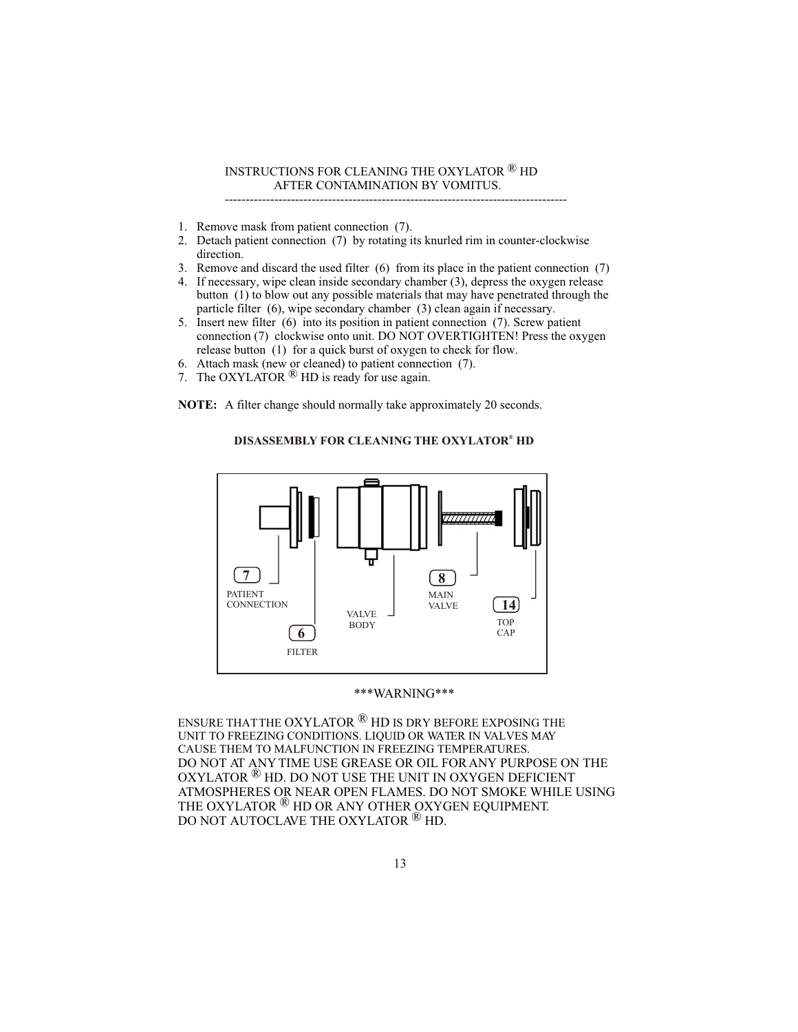## INSTRUCTIONS FOR CLEANING THE OXYLATOR ® HD AFTER CONTAMINATION BY VOMITUS.

1. Remove mask from patient connection (7).
2. Detach patient connection (7) by rotating its knurled rim in counter-clockwise direction.
3. Remove and discard the used filter (6) from its place in the patient connection (7)
4. If necessary, wipe clean inside secondary chamber (3), depress the oxygen release button (1) to blow out any possible materials that may have penetrated through the particle filter (6), wipe secondary chamber (3) clean again if necessary.
5. Insert new filter (6) into its position in patient connection (7). Screw patient connection (7) clockwise onto unit. DO NOT OVERTIGHTEN! Press the oxygen release button (1) for a quick burst of oxygen to check for flow.
6. Attach mask (new or cleaned) to patient connection (7).
7. The OXYLATOR ® HD is ready for use again.

**NOTE:** A filter change should normally take approximately 20 seconds.

### DISASSEMBLY FOR CLEANING THE OXYLATOR® HD

7 PATIENT CONNECTION

6 FILTER

VALVE BODY

8 MAIN VALVE

14 TOP CAP

***WARNING***

ENSURE THAT THE OXYLATOR ® HD IS DRY BEFORE EXPOSING THE UNIT TO FREEZING CONDITIONS. LIQUID OR WATER IN VALVES MAY CAUSE THEM TO MALFUNCTION IN FREEZING TEMPERATURES.
DO NOT AT ANY TIME USE GREASE OR OIL FOR ANY PURPOSE ON THE OXYLATOR ® HD. DO NOT USE THE UNIT IN OXYGEN DEFICIENT ATMOSPHERES OR NEAR OPEN FLAMES. DO NOT SMOKE WHILE USING THE OXYLATOR ® HD OR ANY OTHER OXYGEN EQUIPMENT.
DO NOT AUTOCLAVE THE OXYLATOR ® HD.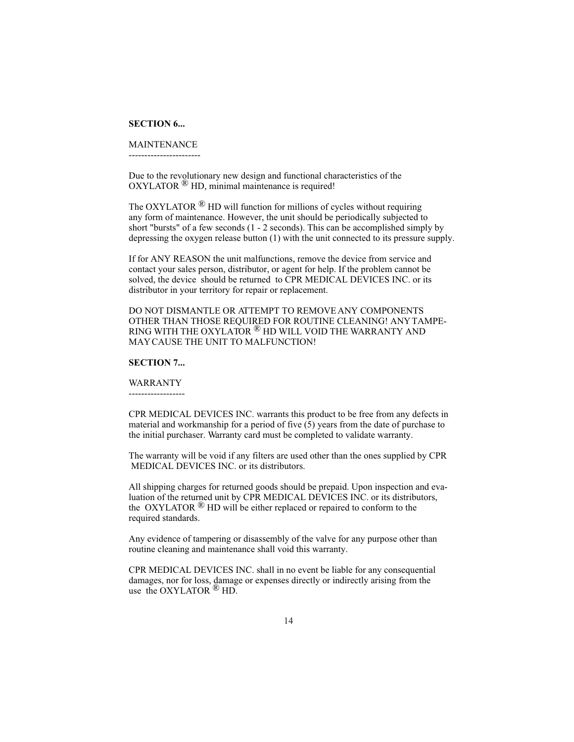**SECTION 6...**

MAINTENANCE

Due to the revolutionary new design and functional characteristics of the OXYLATOR ® HD, minimal maintenance is required!

The OXYLATOR ® HD will function for millions of cycles without requiring any form of maintenance. However, the unit should be periodically subjected to short "bursts" of a few seconds (1 - 2 seconds). This can be accomplished simply by depressing the oxygen release button (1) with the unit connected to its pressure supply.

If for ANY REASON the unit malfunctions, remove the device from service and contact your sales person, distributor, or agent for help. If the problem cannot be solved, the device should be returned to CPR MEDICAL DEVICES INC. or its distributor in your territory for repair or replacement.

DO NOT DISMANTLE OR ATTEMPT TO REMOVE ANY COMPONENTS OTHER THAN THOSE REQUIRED FOR ROUTINE CLEANING! ANY TAMPERING WITH THE OXYLATOR ® HD WILL VOID THE WARRANTY AND MAY CAUSE THE UNIT TO MALFUNCTION!

**SECTION 7...**

WARRANTY

CPR MEDICAL DEVICES INC. warrants this product to be free from any defects in material and workmanship for a period of five (5) years from the date of purchase to the initial purchaser. Warranty card must be completed to validate warranty.

The warranty will be void if any filters are used other than the ones supplied by CPR MEDICAL DEVICES INC. or its distributors.

All shipping charges for returned goods should be prepaid. Upon inspection and evaluation of the returned unit by CPR MEDICAL DEVICES INC. or its distributors, the OXYLATOR ® HD will be either replaced or repaired to conform to the required standards.

Any evidence of tampering or disassembly of the valve for any purpose other than routine cleaning and maintenance shall void this warranty.

CPR MEDICAL DEVICES INC. shall in no event be liable for any consequential damages, nor for loss, damage or expenses directly or indirectly arising from the use the OXYLATOR ® HD.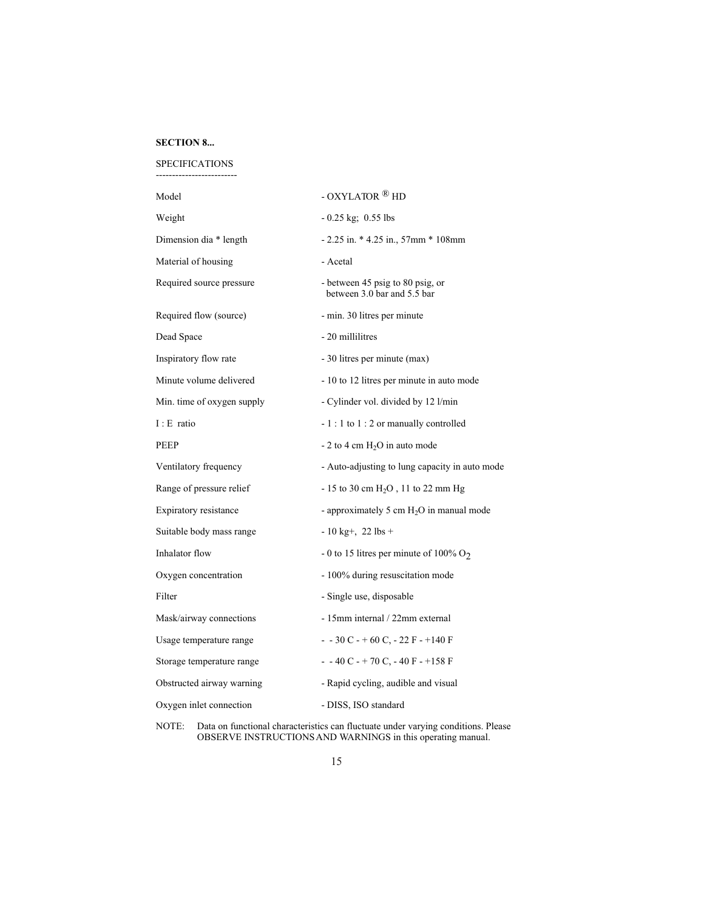**SECTION 8...**

SPECIFICATIONS

-------------------------

| | |
|---|---|
| Model | - OXYLATOR ® HD |
| Weight | - 0.25 kg;  0.55 lbs |
| Dimension dia * length | - 2.25 in. * 4.25 in., 57mm * 108mm |
| Material of housing | - Acetal |
| Required source pressure | - between 45 psig to 80 psig, or between 3.0 bar and 5.5 bar |
| Required flow (source) | - min. 30 litres per minute |
| Dead Space | - 20 millilitres |
| Inspiratory flow rate | - 30 litres per minute (max) |
| Minute volume delivered | - 10 to 12 litres per minute in auto mode |
| Min. time of oxygen supply | - Cylinder vol. divided by 12 l/min |
| I : E  ratio | - 1 : 1 to 1 : 2 or manually controlled |
| PEEP | - 2 to 4 cm $H_2O$ in auto mode |
| Ventilatory frequency | - Auto-adjusting to lung capacity in auto mode |
| Range of pressure relief | - 15 to 30 cm $H_2O$ , 11 to 22 mm Hg |
| Expiratory resistance | - approximately 5 cm $H_2O$ in manual mode |
| Suitable body mass range | - 10 kg+,  22 lbs + |
| Inhalator flow | - 0 to 15 litres per minute of 100% $O_2$ |
| Oxygen concentration | - 100% during resuscitation mode |
| Filter | - Single use, disposable |
| Mask/airway connections | - 15mm internal / 22mm external |
| Usage temperature range | -  - 30 C - + 60 C, - 22 F - +140 F |
| Storage temperature range | -  - 40 C - + 70 C, - 40 F - +158 F |
| Obstructed airway warning | - Rapid cycling, audible and visual |
| Oxygen inlet connection | - DISS, ISO standard |

NOTE: Data on functional characteristics can fluctuate under varying conditions. Please OBSERVE INSTRUCTIONS AND WARNINGS in this operating manual.